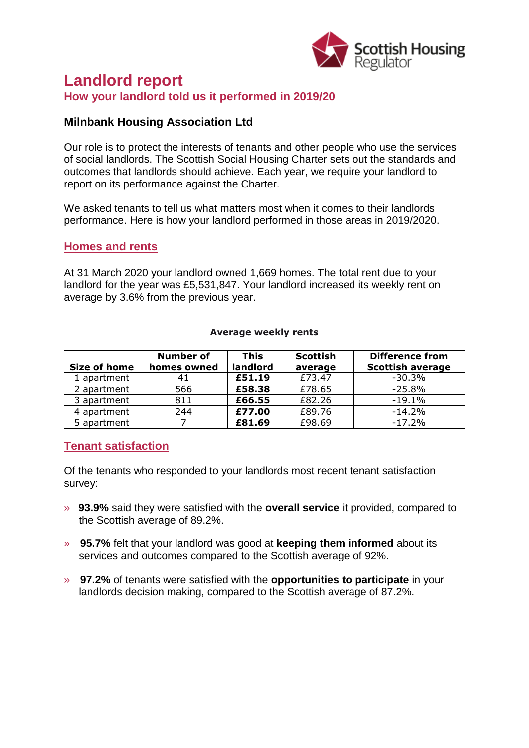# Landlord report

## How your landlord told us it performed in 2019/20

### Milnbank Housing Association Ltd

Our role is to protect the interests of tenants and other people who use the services of social landlords. The Scottish Social Housing Charter sets out the standards and outcomes that landlords should achieve. Each year, we require your landlord to report on its performance against the Charter.

We asked tenants to tell us what matters most when it comes to their landlords performance. Here is how your landlord performed in those areas in 2019/2020.

## Homes and rents

At 31 March 2020 your landlord owned 1,669 homes. The total rent due to your landlord for the year was £5,531,847. Your landlord increased its weekly rent on average by 3.6% from the previous year.

**Average weekly rents**

| Size of home | Number of homes owned | This landlord | Scottish average | Difference from Scottish average |
|---|---|---|---|---|
| 1 apartment | 41 | **£51.19** | £73.47 | -30.3% |
| 2 apartment | 566 | **£58.38** | £78.65 | -25.8% |
| 3 apartment | 811 | **£66.55** | £82.26 | -19.1% |
| 4 apartment | 244 | **£77.00** | £89.76 | -14.2% |
| 5 apartment | 7 | **£81.69** | £98.69 | -17.2% |

## Tenant satisfaction

Of the tenants who responded to your landlords most recent tenant satisfaction survey:

- **93.9%** said they were satisfied with the **overall service** it provided, compared to the Scottish average of 89.2%.
- **95.7%** felt that your landlord was good at **keeping them informed** about its services and outcomes compared to the Scottish average of 92%.
- **97.2%** of tenants were satisfied with the **opportunities to participate** in your landlords decision making, compared to the Scottish average of 87.2%.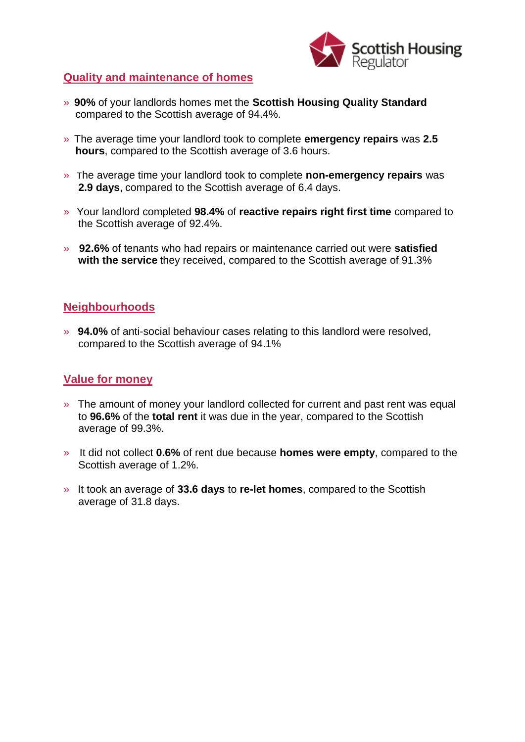## Quality and maintenance of homes

- **90%** of your landlords homes met the **Scottish Housing Quality Standard** compared to the Scottish average of 94.4%.
- The average time your landlord took to complete **emergency repairs** was **2.5 hours**, compared to the Scottish average of 3.6 hours.
- The average time your landlord took to complete **non-emergency repairs** was **2.9 days**, compared to the Scottish average of 6.4 days.
- Your landlord completed **98.4%** of **reactive repairs right first time** compared to the Scottish average of 92.4%.
- **92.6%** of tenants who had repairs or maintenance carried out were **satisfied with the service** they received, compared to the Scottish average of 91.3%

## Neighbourhoods

- **94.0%** of anti-social behaviour cases relating to this landlord were resolved, compared to the Scottish average of 94.1%

## Value for money

- The amount of money your landlord collected for current and past rent was equal to **96.6%** of the **total rent** it was due in the year, compared to the Scottish average of 99.3%.
- It did not collect **0.6%** of rent due because **homes were empty**, compared to the Scottish average of 1.2%.
- It took an average of **33.6 days** to **re-let homes**, compared to the Scottish average of 31.8 days.